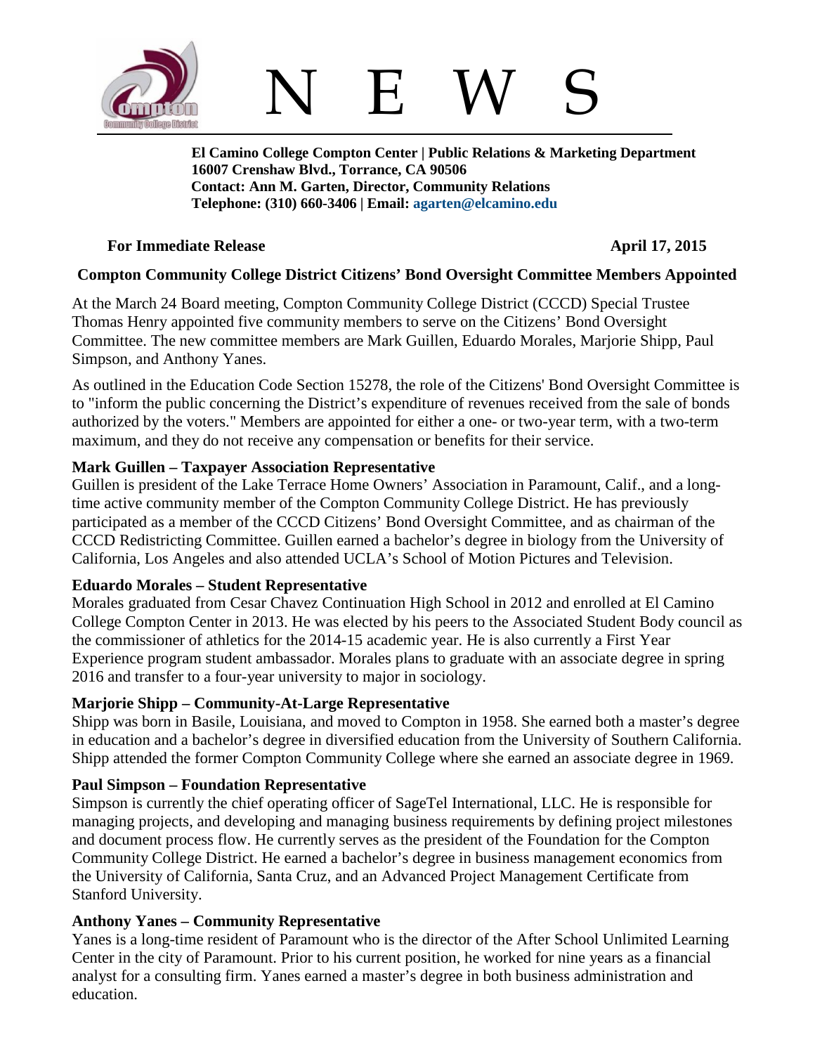# N E W S

**El Camino College Compton Center | Public Relations & Marketing Department**
**16007 Crenshaw Blvd., Torrance, CA 90506**
**Contact: Ann M. Garten, Director, Community Relations**
**Telephone: (310) 660-3406 | Email: agarten@elcamino.edu**

**For Immediate Release** **April 17, 2015**

## Compton Community College District Citizens' Bond Oversight Committee Members Appointed

At the March 24 Board meeting, Compton Community College District (CCCD) Special Trustee Thomas Henry appointed five community members to serve on the Citizens' Bond Oversight Committee. The new committee members are Mark Guillen, Eduardo Morales, Marjorie Shipp, Paul Simpson, and Anthony Yanes.

As outlined in the Education Code Section 15278, the role of the Citizens' Bond Oversight Committee is to "inform the public concerning the District's expenditure of revenues received from the sale of bonds authorized by the voters." Members are appointed for either a one- or two-year term, with a two-term maximum, and they do not receive any compensation or benefits for their service.

**Mark Guillen – Taxpayer Association Representative**
Guillen is president of the Lake Terrace Home Owners' Association in Paramount, Calif., and a long-time active community member of the Compton Community College District. He has previously participated as a member of the CCCD Citizens' Bond Oversight Committee, and as chairman of the CCCD Redistricting Committee. Guillen earned a bachelor's degree in biology from the University of California, Los Angeles and also attended UCLA's School of Motion Pictures and Television.

**Eduardo Morales – Student Representative**
Morales graduated from Cesar Chavez Continuation High School in 2012 and enrolled at El Camino College Compton Center in 2013. He was elected by his peers to the Associated Student Body council as the commissioner of athletics for the 2014-15 academic year. He is also currently a First Year Experience program student ambassador. Morales plans to graduate with an associate degree in spring 2016 and transfer to a four-year university to major in sociology.

**Marjorie Shipp – Community-At-Large Representative**
Shipp was born in Basile, Louisiana, and moved to Compton in 1958. She earned both a master's degree in education and a bachelor's degree in diversified education from the University of Southern California. Shipp attended the former Compton Community College where she earned an associate degree in 1969.

**Paul Simpson – Foundation Representative**
Simpson is currently the chief operating officer of SageTel International, LLC. He is responsible for managing projects, and developing and managing business requirements by defining project milestones and document process flow. He currently serves as the president of the Foundation for the Compton Community College District. He earned a bachelor's degree in business management economics from the University of California, Santa Cruz, and an Advanced Project Management Certificate from Stanford University.

**Anthony Yanes – Community Representative**
Yanes is a long-time resident of Paramount who is the director of the After School Unlimited Learning Center in the city of Paramount. Prior to his current position, he worked for nine years as a financial analyst for a consulting firm. Yanes earned a master's degree in both business administration and education.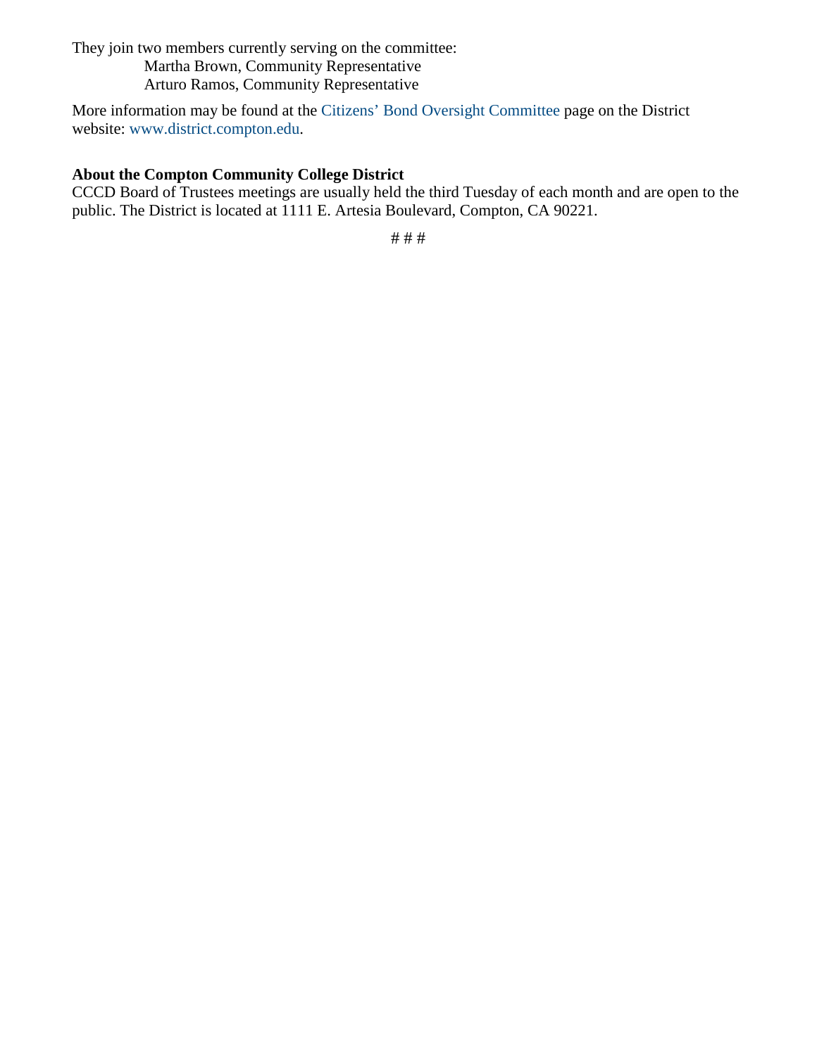They join two members currently serving on the committee:

Martha Brown, Community Representative
Arturo Ramos, Community Representative

More information may be found at the Citizens' Bond Oversight Committee page on the District website: www.district.compton.edu.

**About the Compton Community College District**
CCCD Board of Trustees meetings are usually held the third Tuesday of each month and are open to the public. The District is located at 1111 E. Artesia Boulevard, Compton, CA 90221.

# # #